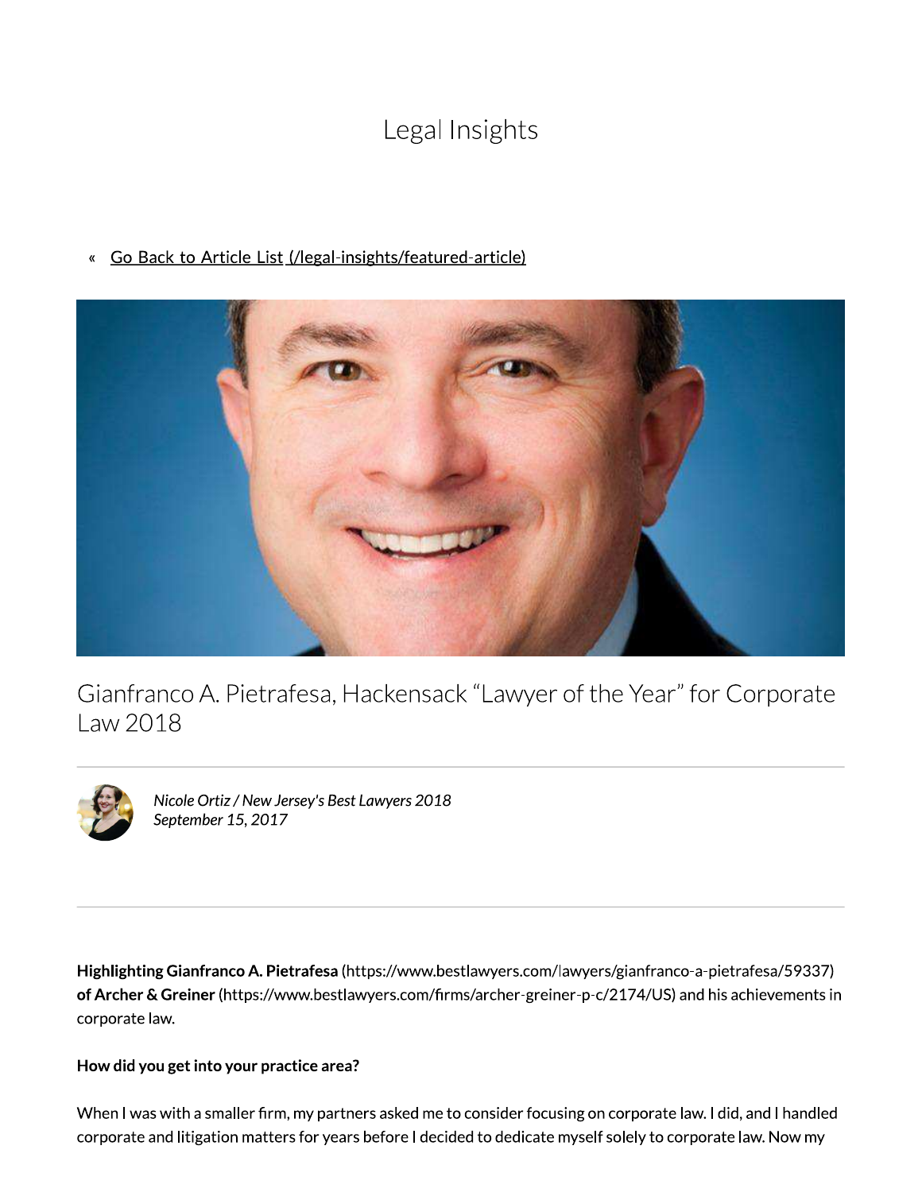# Legal Insights

« Go Back to Article List (/legal-insights/featured-article)

## Gianfranco A. Pietrafesa, Hackensack "Lawyer of the Year" for Corporate Law 2018

*Nicole Ortiz / New Jersey's Best Lawyers 2018*
*September 15, 2017*

**Highlighting Gianfranco A. Pietrafesa** (https://www.bestlawyers.com/lawyers/gianfranco-a-pietrafesa/59337) **of Archer & Greiner** (https://www.bestlawyers.com/firms/archer-greiner-p-c/2174/US) and his achievements in corporate law.

**How did you get into your practice area?**

When I was with a smaller firm, my partners asked me to consider focusing on corporate law. I did, and I handled corporate and litigation matters for years before I decided to dedicate myself solely to corporate law. Now my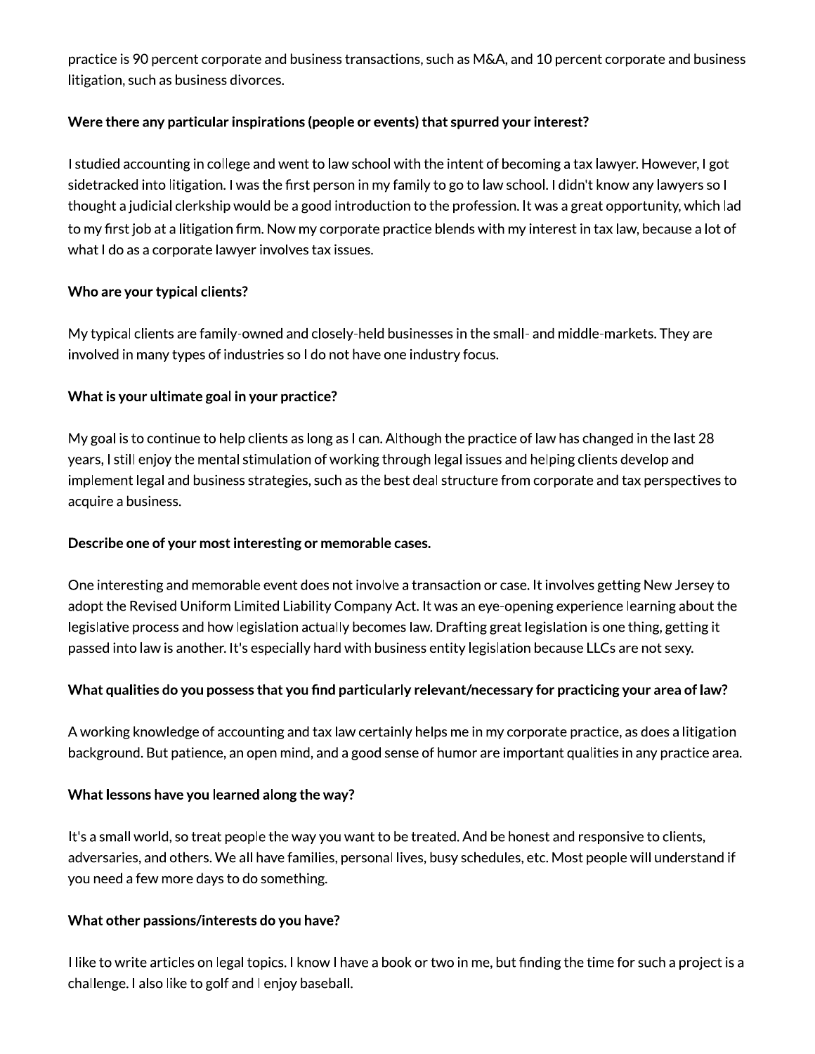practice is 90 percent corporate and business transactions, such as M&A, and 10 percent corporate and business litigation, such as business divorces.

**Were there any particular inspirations (people or events) that spurred your interest?**

I studied accounting in college and went to law school with the intent of becoming a tax lawyer. However, I got sidetracked into litigation. I was the first person in my family to go to law school. I didn't know any lawyers so I thought a judicial clerkship would be a good introduction to the profession. It was a great opportunity, which lad to my first job at a litigation firm. Now my corporate practice blends with my interest in tax law, because a lot of what I do as a corporate lawyer involves tax issues.

**Who are your typical clients?**

My typical clients are family-owned and closely-held businesses in the small- and middle-markets. They are involved in many types of industries so I do not have one industry focus.

**What is your ultimate goal in your practice?**

My goal is to continue to help clients as long as I can. Although the practice of law has changed in the last 28 years, I still enjoy the mental stimulation of working through legal issues and helping clients develop and implement legal and business strategies, such as the best deal structure from corporate and tax perspectives to acquire a business.

**Describe one of your most interesting or memorable cases.**

One interesting and memorable event does not involve a transaction or case. It involves getting New Jersey to adopt the Revised Uniform Limited Liability Company Act. It was an eye-opening experience learning about the legislative process and how legislation actually becomes law. Drafting great legislation is one thing, getting it passed into law is another. It's especially hard with business entity legislation because LLCs are not sexy.

**What qualities do you possess that you find particularly relevant/necessary for practicing your area of law?**

A working knowledge of accounting and tax law certainly helps me in my corporate practice, as does a litigation background. But patience, an open mind, and a good sense of humor are important qualities in any practice area.

**What lessons have you learned along the way?**

It's a small world, so treat people the way you want to be treated. And be honest and responsive to clients, adversaries, and others. We all have families, personal lives, busy schedules, etc. Most people will understand if you need a few more days to do something.

**What other passions/interests do you have?**

I like to write articles on legal topics. I know I have a book or two in me, but finding the time for such a project is a challenge. I also like to golf and I enjoy baseball.